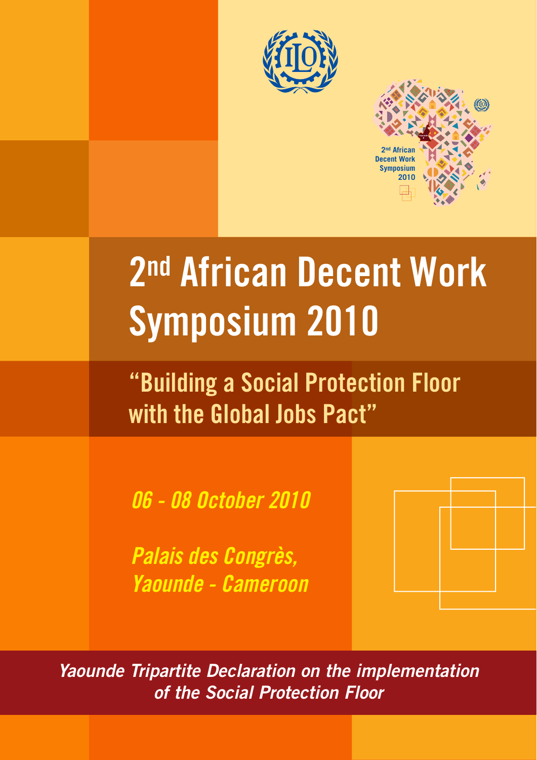# 2nd African Decent Work Symposium 2010

## "Building a Social Protection Floor with the Global Jobs Pact"

*06 - 08 October 2010*

*Palais des Congrès,*
*Yaounde - Cameroon*

***Yaounde Tripartite Declaration on the implementation of the Social Protection Floor***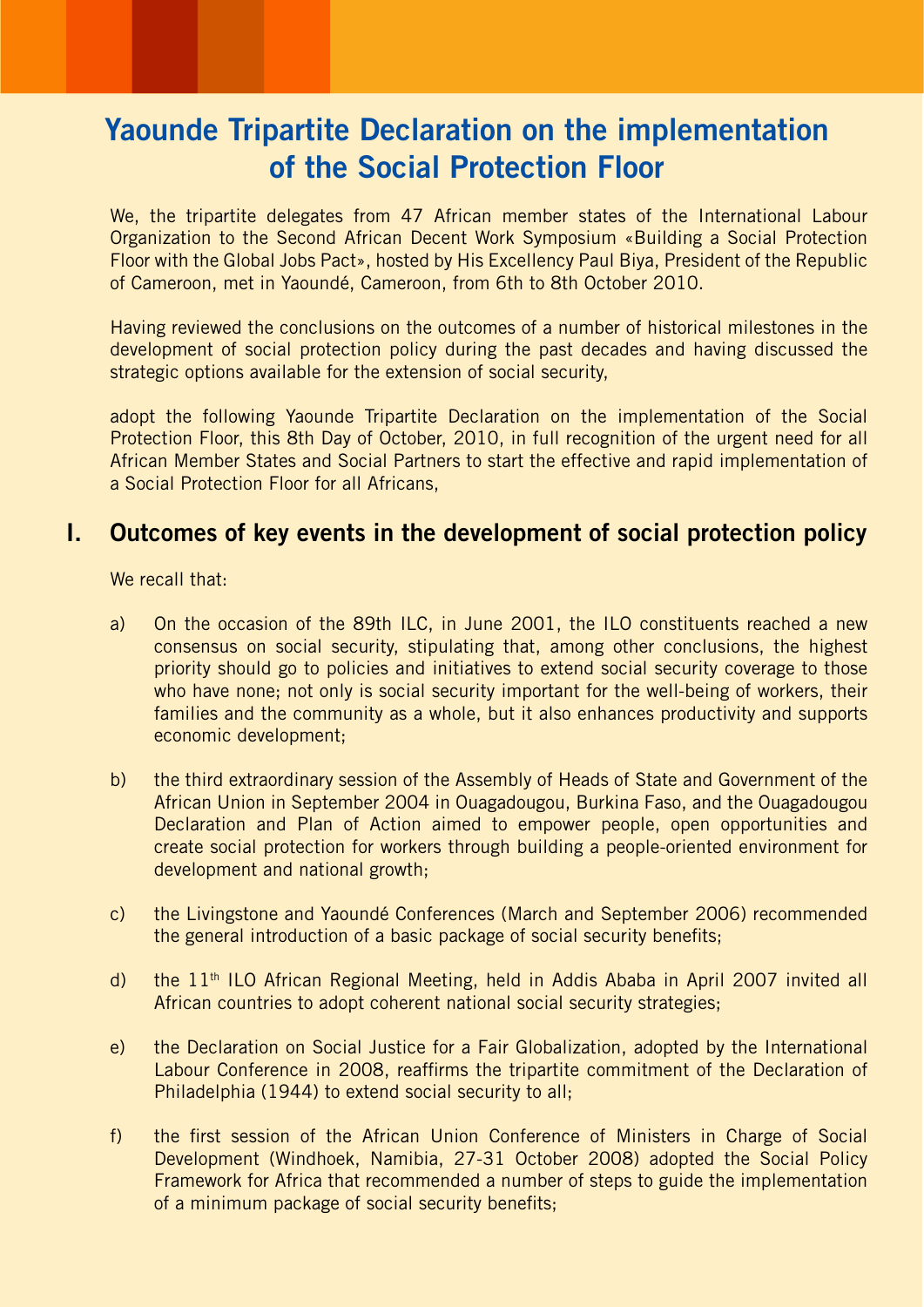# Yaounde Tripartite Declaration on the implementation of the Social Protection Floor

We, the tripartite delegates from 47 African member states of the International Labour Organization to the Second African Decent Work Symposium «Building a Social Protection Floor with the Global Jobs Pact», hosted by His Excellency Paul Biya, President of the Republic of Cameroon, met in Yaoundé, Cameroon, from 6th to 8th October 2010.

Having reviewed the conclusions on the outcomes of a number of historical milestones in the development of social protection policy during the past decades and having discussed the strategic options available for the extension of social security,

adopt the following Yaounde Tripartite Declaration on the implementation of the Social Protection Floor, this 8th Day of October, 2010, in full recognition of the urgent need for all African Member States and Social Partners to start the effective and rapid implementation of a Social Protection Floor for all Africans,

## I. Outcomes of key events in the development of social protection policy

We recall that:

a) On the occasion of the 89th ILC, in June 2001, the ILO constituents reached a new consensus on social security, stipulating that, among other conclusions, the highest priority should go to policies and initiatives to extend social security coverage to those who have none; not only is social security important for the well-being of workers, their families and the community as a whole, but it also enhances productivity and supports economic development;

b) the third extraordinary session of the Assembly of Heads of State and Government of the African Union in September 2004 in Ouagadougou, Burkina Faso, and the Ouagadougou Declaration and Plan of Action aimed to empower people, open opportunities and create social protection for workers through building a people-oriented environment for development and national growth;

c) the Livingstone and Yaoundé Conferences (March and September 2006) recommended the general introduction of a basic package of social security benefits;

d) the 11th ILO African Regional Meeting, held in Addis Ababa in April 2007 invited all African countries to adopt coherent national social security strategies;

e) the Declaration on Social Justice for a Fair Globalization, adopted by the International Labour Conference in 2008, reaffirms the tripartite commitment of the Declaration of Philadelphia (1944) to extend social security to all;

f) the first session of the African Union Conference of Ministers in Charge of Social Development (Windhoek, Namibia, 27-31 October 2008) adopted the Social Policy Framework for Africa that recommended a number of steps to guide the implementation of a minimum package of social security benefits;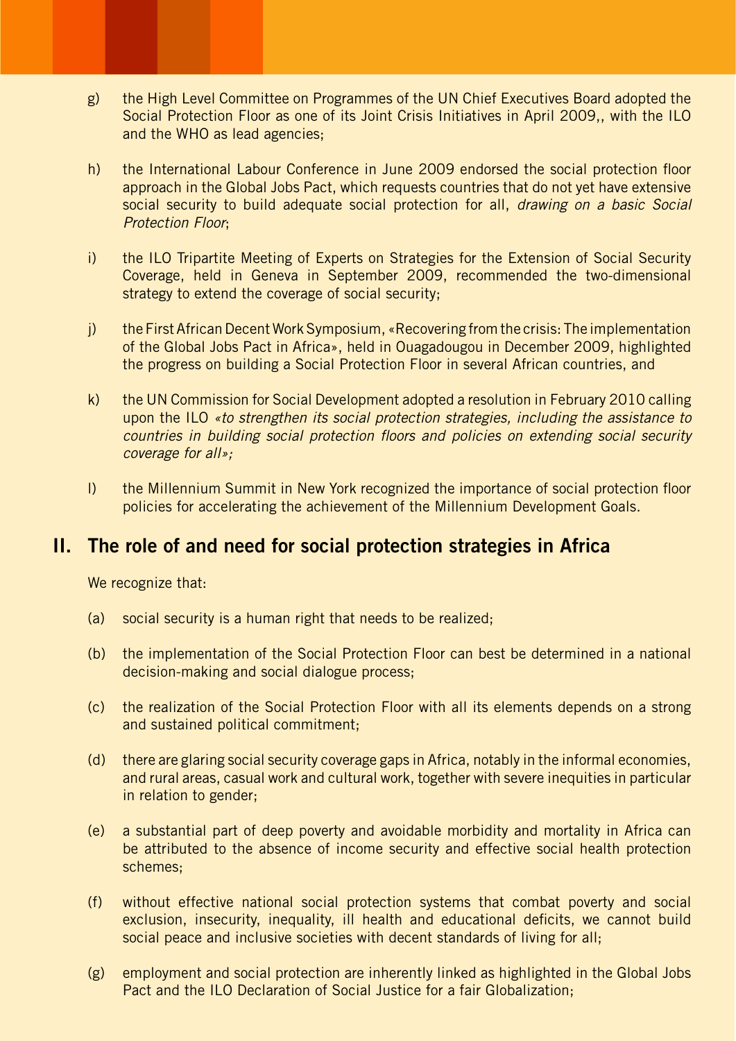g) the High Level Committee on Programmes of the UN Chief Executives Board adopted the Social Protection Floor as one of its Joint Crisis Initiatives in April 2009,, with the ILO and the WHO as lead agencies;

h) the International Labour Conference in June 2009 endorsed the social protection floor approach in the Global Jobs Pact, which requests countries that do not yet have extensive social security to build adequate social protection for all, *drawing on a basic Social Protection Floor*;

i) the ILO Tripartite Meeting of Experts on Strategies for the Extension of Social Security Coverage, held in Geneva in September 2009, recommended the two-dimensional strategy to extend the coverage of social security;

j) the First African Decent Work Symposium, «Recovering from the crisis: The implementation of the Global Jobs Pact in Africa», held in Ouagadougou in December 2009, highlighted the progress on building a Social Protection Floor in several African countries, and

k) the UN Commission for Social Development adopted a resolution in February 2010 calling upon the ILO *«to strengthen its social protection strategies, including the assistance to countries in building social protection floors and policies on extending social security coverage for all»;*

l) the Millennium Summit in New York recognized the importance of social protection floor policies for accelerating the achievement of the Millennium Development Goals.

## II. The role of and need for social protection strategies in Africa

We recognize that:

(a) social security is a human right that needs to be realized;

(b) the implementation of the Social Protection Floor can best be determined in a national decision-making and social dialogue process;

(c) the realization of the Social Protection Floor with all its elements depends on a strong and sustained political commitment;

(d) there are glaring social security coverage gaps in Africa, notably in the informal economies, and rural areas, casual work and cultural work, together with severe inequities in particular in relation to gender;

(e) a substantial part of deep poverty and avoidable morbidity and mortality in Africa can be attributed to the absence of income security and effective social health protection schemes;

(f) without effective national social protection systems that combat poverty and social exclusion, insecurity, inequality, ill health and educational deficits, we cannot build social peace and inclusive societies with decent standards of living for all;

(g) employment and social protection are inherently linked as highlighted in the Global Jobs Pact and the ILO Declaration of Social Justice for a fair Globalization;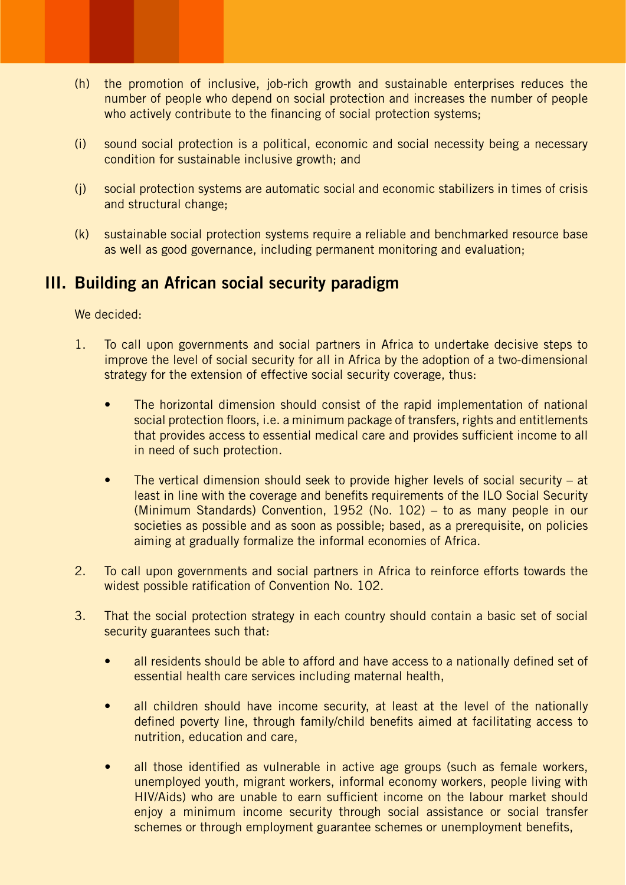(h) the promotion of inclusive, job-rich growth and sustainable enterprises reduces the number of people who depend on social protection and increases the number of people who actively contribute to the financing of social protection systems;

(i) sound social protection is a political, economic and social necessity being a necessary condition for sustainable inclusive growth; and

(j) social protection systems are automatic social and economic stabilizers in times of crisis and structural change;

(k) sustainable social protection systems require a reliable and benchmarked resource base as well as good governance, including permanent monitoring and evaluation;

## III. Building an African social security paradigm

We decided:

1. To call upon governments and social partners in Africa to undertake decisive steps to improve the level of social security for all in Africa by the adoption of a two-dimensional strategy for the extension of effective social security coverage, thus:

   - The horizontal dimension should consist of the rapid implementation of national social protection floors, i.e. a minimum package of transfers, rights and entitlements that provides access to essential medical care and provides sufficient income to all in need of such protection.

   - The vertical dimension should seek to provide higher levels of social security – at least in line with the coverage and benefits requirements of the ILO Social Security (Minimum Standards) Convention, 1952 (No. 102) – to as many people in our societies as possible and as soon as possible; based, as a prerequisite, on policies aiming at gradually formalize the informal economies of Africa.

2. To call upon governments and social partners in Africa to reinforce efforts towards the widest possible ratification of Convention No. 102.

3. That the social protection strategy in each country should contain a basic set of social security guarantees such that:

   - all residents should be able to afford and have access to a nationally defined set of essential health care services including maternal health,

   - all children should have income security, at least at the level of the nationally defined poverty line, through family/child benefits aimed at facilitating access to nutrition, education and care,

   - all those identified as vulnerable in active age groups (such as female workers, unemployed youth, migrant workers, informal economy workers, people living with HIV/Aids) who are unable to earn sufficient income on the labour market should enjoy a minimum income security through social assistance or social transfer schemes or through employment guarantee schemes or unemployment benefits,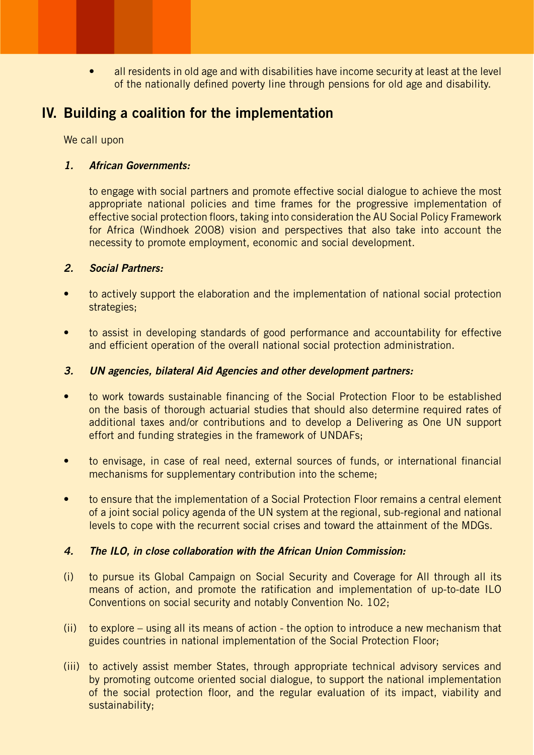- all residents in old age and with disabilities have income security at least at the level of the nationally defined poverty line through pensions for old age and disability.

## IV. Building a coalition for the implementation

We call upon

### *1. African Governments:*

to engage with social partners and promote effective social dialogue to achieve the most appropriate national policies and time frames for the progressive implementation of effective social protection floors, taking into consideration the AU Social Policy Framework for Africa (Windhoek 2008) vision and perspectives that also take into account the necessity to promote employment, economic and social development.

### *2. Social Partners:*

- to actively support the elaboration and the implementation of national social protection strategies;
- to assist in developing standards of good performance and accountability for effective and efficient operation of the overall national social protection administration.

### *3. UN agencies, bilateral Aid Agencies and other development partners:*

- to work towards sustainable financing of the Social Protection Floor to be established on the basis of thorough actuarial studies that should also determine required rates of additional taxes and/or contributions and to develop a Delivering as One UN support effort and funding strategies in the framework of UNDAFs;
- to envisage, in case of real need, external sources of funds, or international financial mechanisms for supplementary contribution into the scheme;
- to ensure that the implementation of a Social Protection Floor remains a central element of a joint social policy agenda of the UN system at the regional, sub-regional and national levels to cope with the recurrent social crises and toward the attainment of the MDGs.

### *4. The ILO, in close collaboration with the African Union Commission:*

(i) to pursue its Global Campaign on Social Security and Coverage for All through all its means of action, and promote the ratification and implementation of up-to-date ILO Conventions on social security and notably Convention No. 102;

(ii) to explore – using all its means of action - the option to introduce a new mechanism that guides countries in national implementation of the Social Protection Floor;

(iii) to actively assist member States, through appropriate technical advisory services and by promoting outcome oriented social dialogue, to support the national implementation of the social protection floor, and the regular evaluation of its impact, viability and sustainability;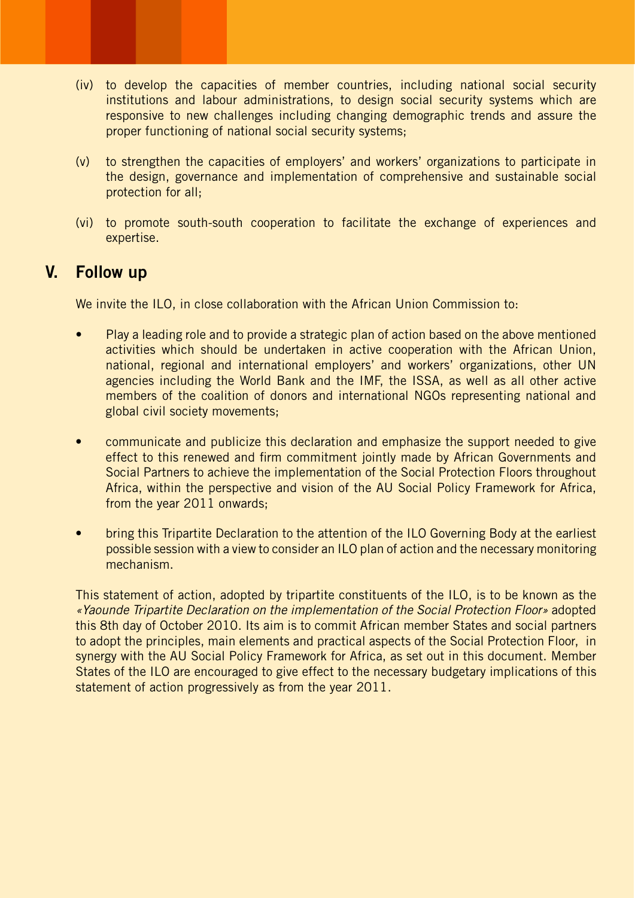(iv) to develop the capacities of member countries, including national social security institutions and labour administrations, to design social security systems which are responsive to new challenges including changing demographic trends and assure the proper functioning of national social security systems;

(v) to strengthen the capacities of employers' and workers' organizations to participate in the design, governance and implementation of comprehensive and sustainable social protection for all;

(vi) to promote south-south cooperation to facilitate the exchange of experiences and expertise.

## V. Follow up

We invite the ILO, in close collaboration with the African Union Commission to:

- Play a leading role and to provide a strategic plan of action based on the above mentioned activities which should be undertaken in active cooperation with the African Union, national, regional and international employers' and workers' organizations, other UN agencies including the World Bank and the IMF, the ISSA, as well as all other active members of the coalition of donors and international NGOs representing national and global civil society movements;

- communicate and publicize this declaration and emphasize the support needed to give effect to this renewed and firm commitment jointly made by African Governments and Social Partners to achieve the implementation of the Social Protection Floors throughout Africa, within the perspective and vision of the AU Social Policy Framework for Africa, from the year 2011 onwards;

- bring this Tripartite Declaration to the attention of the ILO Governing Body at the earliest possible session with a view to consider an ILO plan of action and the necessary monitoring mechanism.

This statement of action, adopted by tripartite constituents of the ILO, is to be known as the *«Yaounde Tripartite Declaration on the implementation of the Social Protection Floor»* adopted this 8th day of October 2010. Its aim is to commit African member States and social partners to adopt the principles, main elements and practical aspects of the Social Protection Floor, in synergy with the AU Social Policy Framework for Africa, as set out in this document. Member States of the ILO are encouraged to give effect to the necessary budgetary implications of this statement of action progressively as from the year 2011.